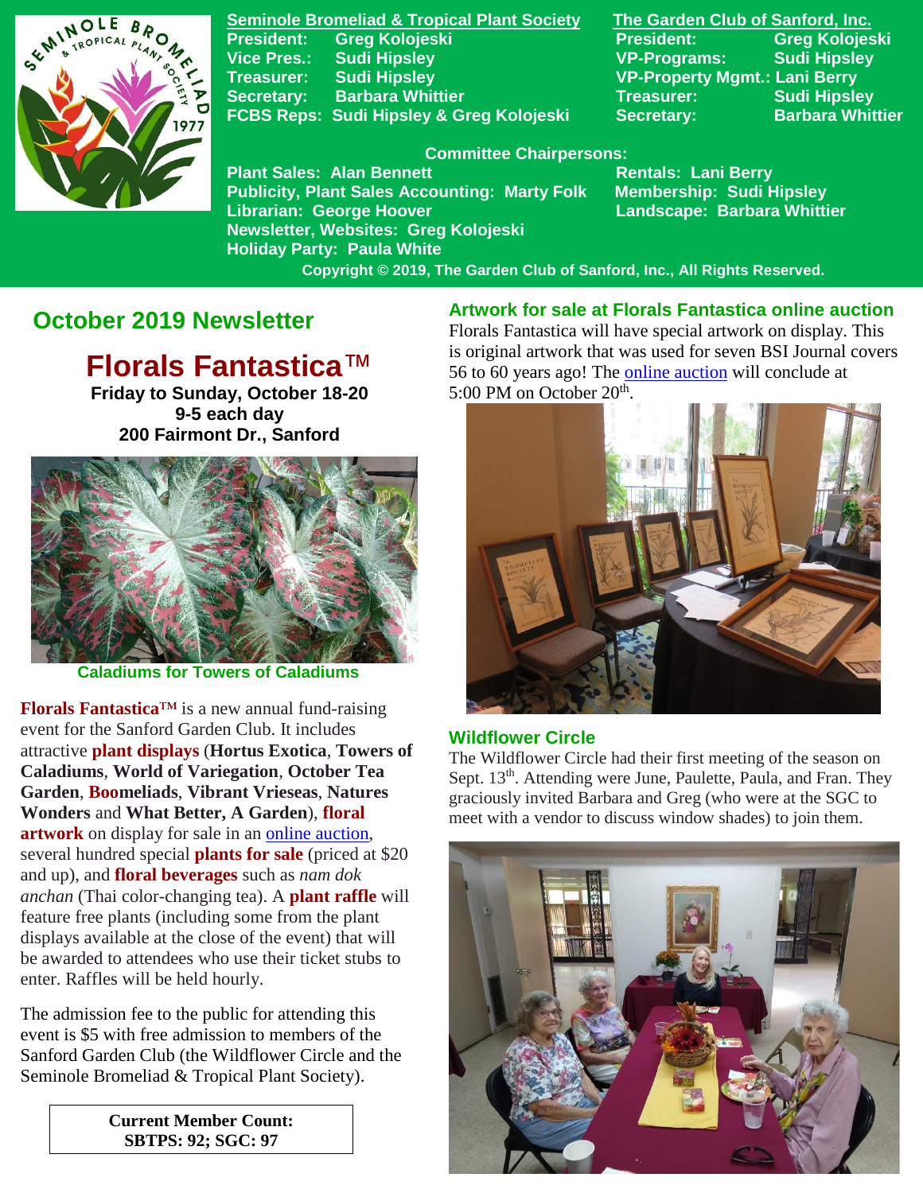**Seminole Bromeliad & Tropical Plant Society**

President: Greg Kolojeski
Vice Pres.: Sudi Hipsley
Treasurer: Sudi Hipsley
Secretary: Barbara Whittier
FCBS Reps: Sudi Hipsley & Greg Kolojeski

**The Garden Club of Sanford, Inc.**

President: Greg Kolojeski
VP-Programs: Sudi Hipsley
VP-Property Mgmt.: Lani Berry
Treasurer: Sudi Hipsley
Secretary: Barbara Whittier

**Committee Chairpersons:**

Plant Sales: Alan Bennett
Publicity, Plant Sales Accounting: Marty Folk
Librarian: George Hoover
Newsletter, Websites: Greg Kolojeski
Holiday Party: Paula White
Rentals: Lani Berry
Membership: Sudi Hipsley
Landscape: Barbara Whittier

Copyright © 2019, The Garden Club of Sanford, Inc., All Rights Reserved.

## October 2019 Newsletter

# Florals Fantastica™

**Friday to Sunday, October 18-20**
**9-5 each day**
**200 Fairmont Dr., Sanford**

Caladiums for Towers of Caladiums

**Florals Fantastica™** is a new annual fund-raising event for the Sanford Garden Club. It includes attractive **plant displays** (**Hortus Exotica**, **Towers of Caladiums**, **World of Variegation**, **October Tea Garden**, **Boomeliads**, **Vibrant Vrieseas**, **Natures Wonders** and **What Better, A Garden**), **floral artwork** on display for sale in an online auction, several hundred special **plants for sale** (priced at $20 and up), and **floral beverages** such as *nam dok anchan* (Thai color-changing tea). A **plant raffle** will feature free plants (including some from the plant displays available at the close of the event) that will be awarded to attendees who use their ticket stubs to enter. Raffles will be held hourly.

The admission fee to the public for attending this event is $5 with free admission to members of the Sanford Garden Club (the Wildflower Circle and the Seminole Bromeliad & Tropical Plant Society).

**Current Member Count:**
**SBTPS: 92; SGC: 97**

### Artwork for sale at Florals Fantastica online auction

Florals Fantastica will have special artwork on display. This is original artwork that was used for seven BSI Journal covers 56 to 60 years ago! The online auction will conclude at 5:00 PM on October 20th.

### Wildflower Circle

The Wildflower Circle had their first meeting of the season on Sept. 13th. Attending were June, Paulette, Paula, and Fran. They graciously invited Barbara and Greg (who were at the SGC to meet with a vendor to discuss window shades) to join them.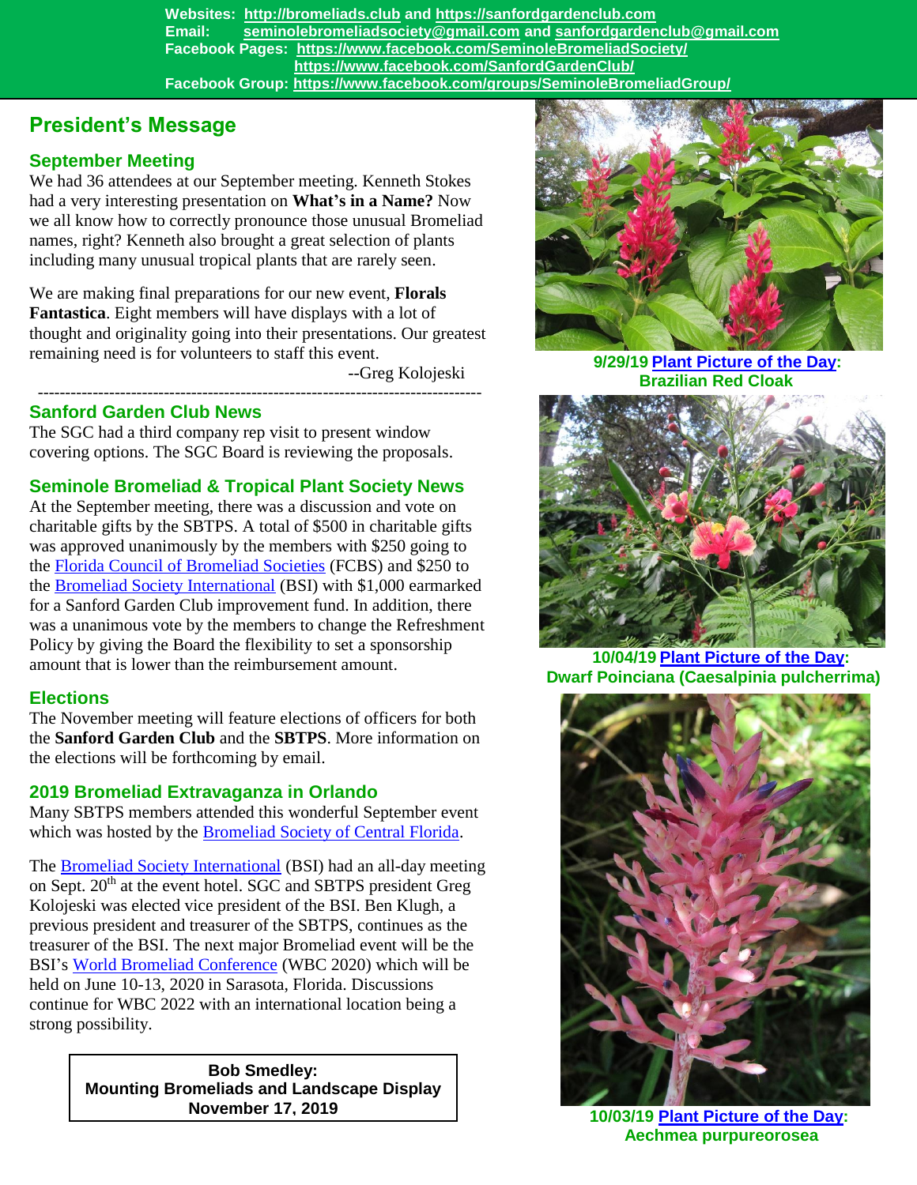**Websites:** http://bromeliads.club and https://sanfordgardenclub.com
**Email:** seminolebromeliadsociety@gmail.com and sanfordgardenclub@gmail.com
**Facebook Pages:** https://www.facebook.com/SeminoleBromeliadSociety/
https://www.facebook.com/SanfordGardenClub/
**Facebook Group:** https://www.facebook.com/groups/SeminoleBromeliadGroup/

## President's Message

### September Meeting

We had 36 attendees at our September meeting. Kenneth Stokes had a very interesting presentation on **What's in a Name?** Now we all know how to correctly pronounce those unusual Bromeliad names, right? Kenneth also brought a great selection of plants including many unusual tropical plants that are rarely seen.

We are making final preparations for our new event, **Florals Fantastica**. Eight members will have displays with a lot of thought and originality going into their presentations. Our greatest remaining need is for volunteers to staff this event.

--Greg Kolojeski

---

### Sanford Garden Club News

The SGC had a third company rep visit to present window covering options. The SGC Board is reviewing the proposals.

### Seminole Bromeliad & Tropical Plant Society News

At the September meeting, there was a discussion and vote on charitable gifts by the SBTPS. A total of $500 in charitable gifts was approved unanimously by the members with $250 going to the Florida Council of Bromeliad Societies (FCBS) and $250 to the Bromeliad Society International (BSI) with $1,000 earmarked for a Sanford Garden Club improvement fund. In addition, there was a unanimous vote by the members to change the Refreshment Policy by giving the Board the flexibility to set a sponsorship amount that is lower than the reimbursement amount.

### Elections

The November meeting will feature elections of officers for both the **Sanford Garden Club** and the **SBTPS**. More information on the elections will be forthcoming by email.

### 2019 Bromeliad Extravaganza in Orlando

Many SBTPS members attended this wonderful September event which was hosted by the Bromeliad Society of Central Florida.

The Bromeliad Society International (BSI) had an all-day meeting on Sept. 20th at the event hotel. SGC and SBTPS president Greg Kolojeski was elected vice president of the BSI. Ben Klugh, a previous president and treasurer of the SBTPS, continues as the treasurer of the BSI. The next major Bromeliad event will be the BSI's World Bromeliad Conference (WBC 2020) which will be held on June 10-13, 2020 in Sarasota, Florida. Discussions continue for WBC 2022 with an international location being a strong possibility.

**Bob Smedley:**
**Mounting Bromeliads and Landscape Display**
**November 17, 2019**

**9/29/19 Plant Picture of the Day: Brazilian Red Cloak**

**10/04/19 Plant Picture of the Day: Dwarf Poinciana (Caesalpinia pulcherrima)**

**10/03/19 Plant Picture of the Day: Aechmea purpureorosea**